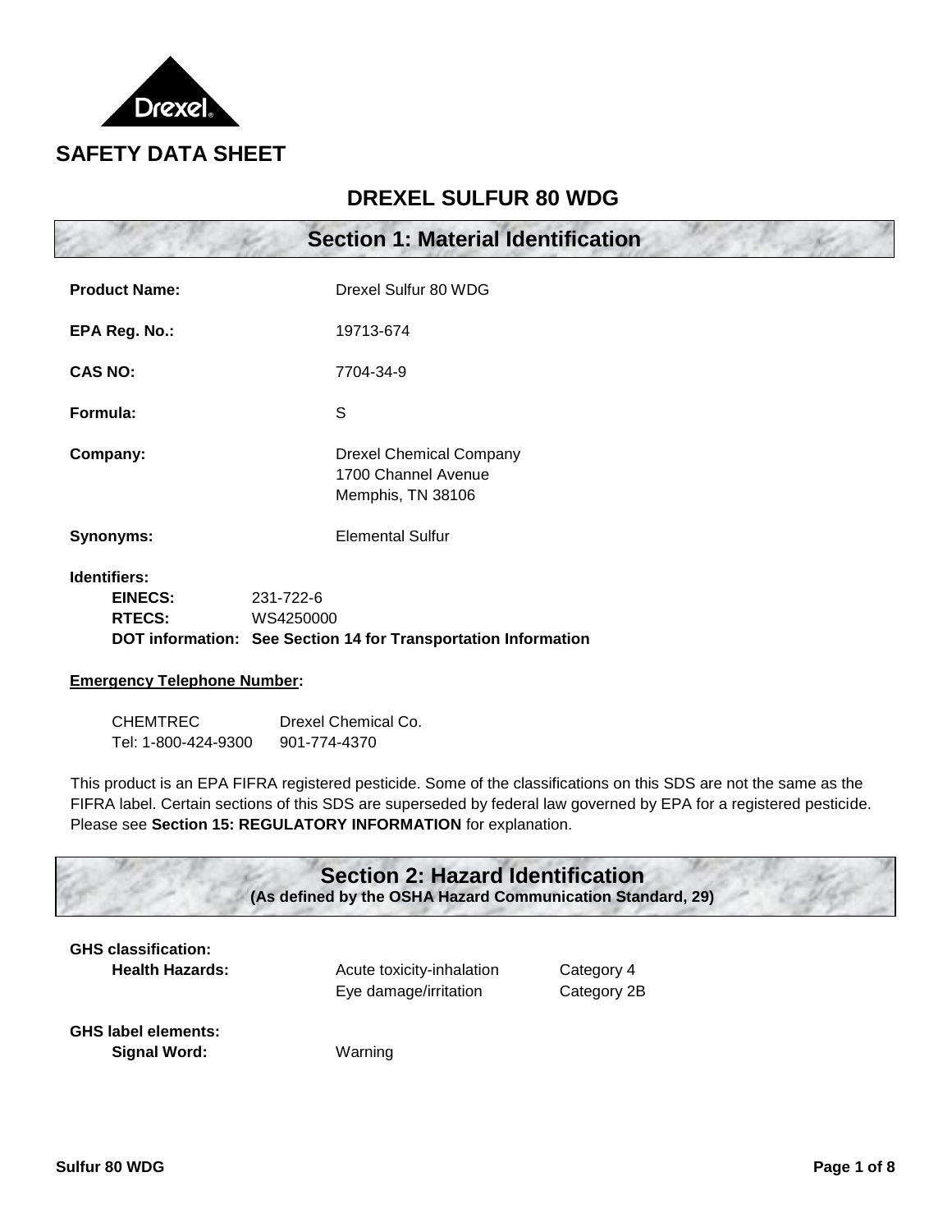# SAFETY DATA SHEET

## DREXEL SULFUR 80 WDG

## Section 1: Material Identification

**Product Name:** Drexel Sulfur 80 WDG

**EPA Reg. No.:** 19713-674

**CAS NO:** 7704-34-9

**Formula:** S

**Company:** Drexel Chemical Company
1700 Channel Avenue
Memphis, TN 38106

**Synonyms:** Elemental Sulfur

**Identifiers:**
- **EINECS:** 231-722-6
- **RTECS:** WS4250000
- **DOT information:** **See Section 14 for Transportation Information**

**Emergency Telephone Number:**

| CHEMTREC | Drexel Chemical Co. |
|---|---|
| Tel: 1-800-424-9300 | 901-774-4370 |

This product is an EPA FIFRA registered pesticide. Some of the classifications on this SDS are not the same as the FIFRA label. Certain sections of this SDS are superseded by federal law governed by EPA for a registered pesticide. Please see **Section 15: REGULATORY INFORMATION** for explanation.

## Section 2: Hazard Identification

**(As defined by the OSHA Hazard Communication Standard, 29)**

**GHS classification:**

**Health Hazards:**

| | |
|---|---|
| Acute toxicity-inhalation | Category 4 |
| Eye damage/irritation | Category 2B |

**GHS label elements:**

**Signal Word:** Warning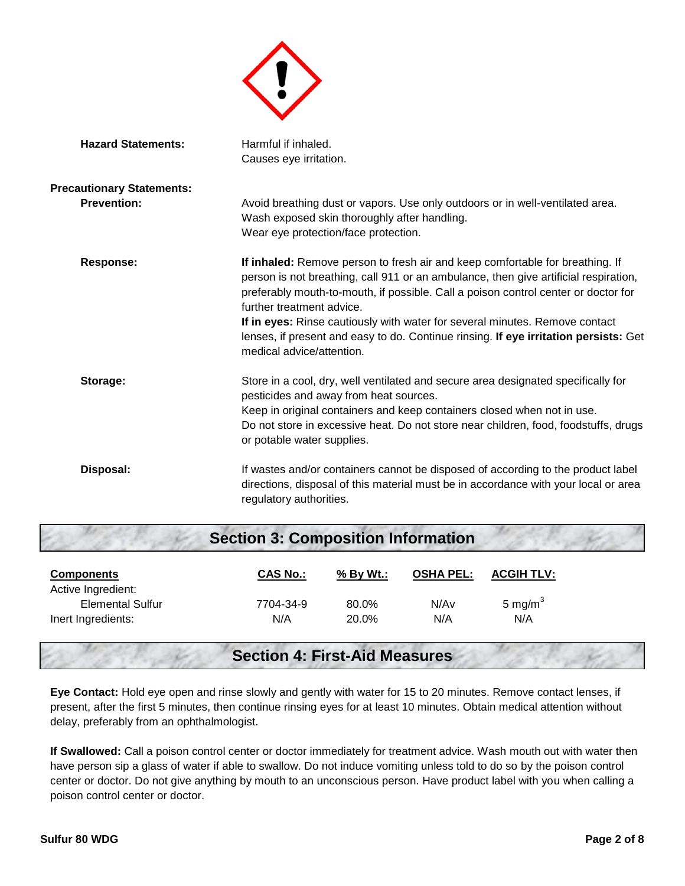**Hazard Statements:** Harmful if inhaled.
Causes eye irritation.

**Precautionary Statements:**

**Prevention:** Avoid breathing dust or vapors. Use only outdoors or in well-ventilated area.
Wash exposed skin thoroughly after handling.
Wear eye protection/face protection.

**Response:** **If inhaled:** Remove person to fresh air and keep comfortable for breathing. If person is not breathing, call 911 or an ambulance, then give artificial respiration, preferably mouth-to-mouth, if possible. Call a poison control center or doctor for further treatment advice.
**If in eyes:** Rinse cautiously with water for several minutes. Remove contact lenses, if present and easy to do. Continue rinsing. **If eye irritation persists:** Get medical advice/attention.

**Storage:** Store in a cool, dry, well ventilated and secure area designated specifically for pesticides and away from heat sources.
Keep in original containers and keep containers closed when not in use.
Do not store in excessive heat. Do not store near children, food, foodstuffs, drugs or potable water supplies.

**Disposal:** If wastes and/or containers cannot be disposed of according to the product label directions, disposal of this material must be in accordance with your local or area regulatory authorities.

## Section 3: Composition Information

| Components | CAS No.: | % By Wt.: | OSHA PEL: | ACGIH TLV: |
|---|---|---|---|---|
| Active Ingredient: | | | | |
| Elemental Sulfur | 7704-34-9 | 80.0% | N/Av | 5 $mg/m^3$ |
| Inert Ingredients: | N/A | 20.0% | N/A | N/A |

## Section 4: First-Aid Measures

**Eye Contact:** Hold eye open and rinse slowly and gently with water for 15 to 20 minutes. Remove contact lenses, if present, after the first 5 minutes, then continue rinsing eyes for at least 10 minutes. Obtain medical attention without delay, preferably from an ophthalmologist.

**If Swallowed:** Call a poison control center or doctor immediately for treatment advice. Wash mouth out with water then have person sip a glass of water if able to swallow. Do not induce vomiting unless told to do so by the poison control center or doctor. Do not give anything by mouth to an unconscious person. Have product label with you when calling a poison control center or doctor.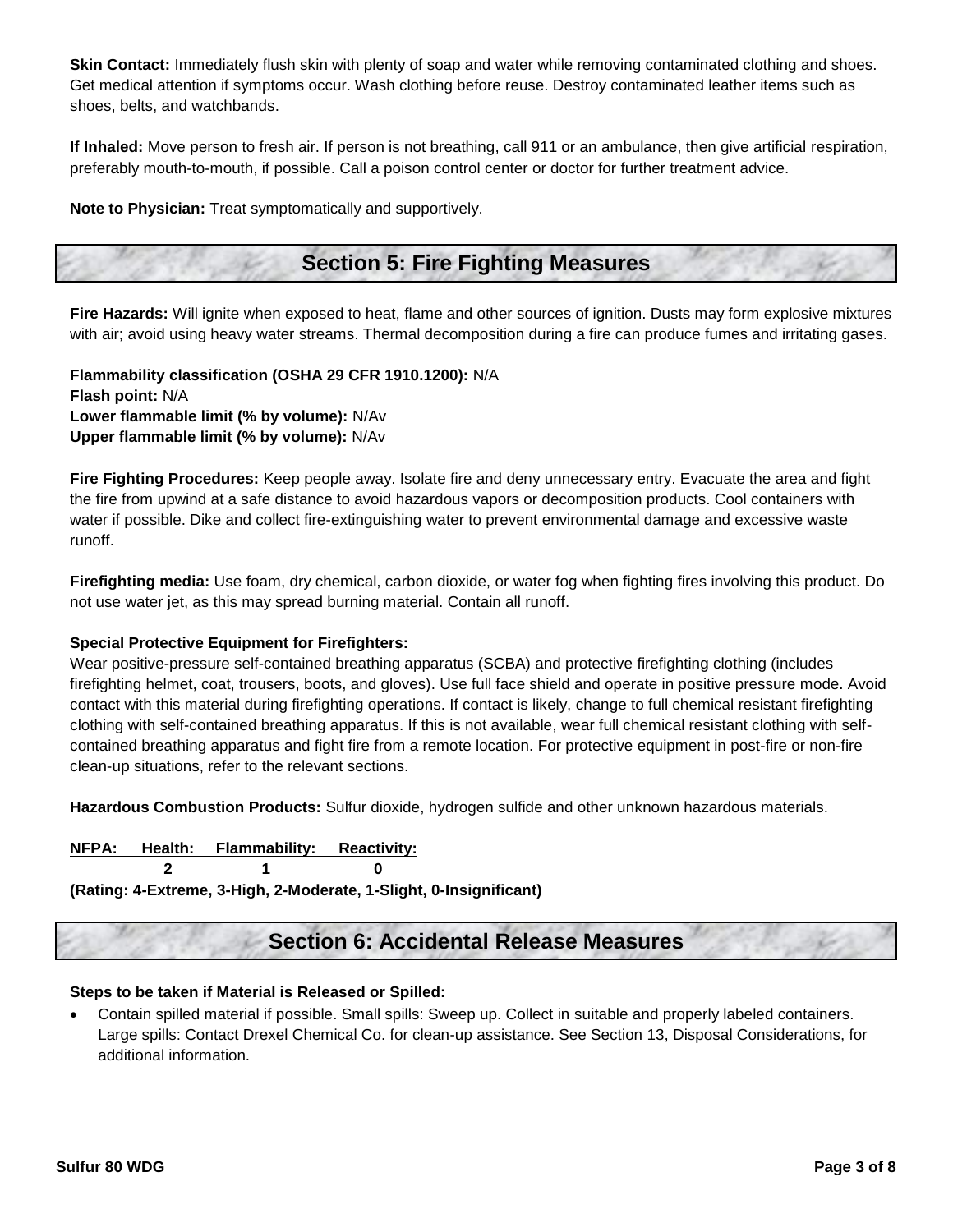**Skin Contact:** Immediately flush skin with plenty of soap and water while removing contaminated clothing and shoes. Get medical attention if symptoms occur. Wash clothing before reuse. Destroy contaminated leather items such as shoes, belts, and watchbands.

**If Inhaled:** Move person to fresh air. If person is not breathing, call 911 or an ambulance, then give artificial respiration, preferably mouth-to-mouth, if possible. Call a poison control center or doctor for further treatment advice.

**Note to Physician:** Treat symptomatically and supportively.

## Section 5: Fire Fighting Measures

**Fire Hazards:** Will ignite when exposed to heat, flame and other sources of ignition. Dusts may form explosive mixtures with air; avoid using heavy water streams. Thermal decomposition during a fire can produce fumes and irritating gases.

**Flammability classification (OSHA 29 CFR 1910.1200):** N/A
**Flash point:** N/A
**Lower flammable limit (% by volume):** N/Av
**Upper flammable limit (% by volume):** N/Av

**Fire Fighting Procedures:** Keep people away. Isolate fire and deny unnecessary entry. Evacuate the area and fight the fire from upwind at a safe distance to avoid hazardous vapors or decomposition products. Cool containers with water if possible. Dike and collect fire-extinguishing water to prevent environmental damage and excessive waste runoff.

**Firefighting media:** Use foam, dry chemical, carbon dioxide, or water fog when fighting fires involving this product. Do not use water jet, as this may spread burning material. Contain all runoff.

**Special Protective Equipment for Firefighters:**
Wear positive-pressure self-contained breathing apparatus (SCBA) and protective firefighting clothing (includes firefighting helmet, coat, trousers, boots, and gloves). Use full face shield and operate in positive pressure mode. Avoid contact with this material during firefighting operations. If contact is likely, change to full chemical resistant firefighting clothing with self-contained breathing apparatus. If this is not available, wear full chemical resistant clothing with self-contained breathing apparatus and fight fire from a remote location. For protective equipment in post-fire or non-fire clean-up situations, refer to the relevant sections.

**Hazardous Combustion Products:** Sulfur dioxide, hydrogen sulfide and other unknown hazardous materials.

| NFPA: | Health: | Flammability: | Reactivity: |
|---|---|---|---|
| | 2 | 1 | 0 |

**(Rating: 4-Extreme, 3-High, 2-Moderate, 1-Slight, 0-Insignificant)**

## Section 6: Accidental Release Measures

**Steps to be taken if Material is Released or Spilled:**

- Contain spilled material if possible. Small spills: Sweep up. Collect in suitable and properly labeled containers. Large spills: Contact Drexel Chemical Co. for clean-up assistance. See Section 13, Disposal Considerations, for additional information.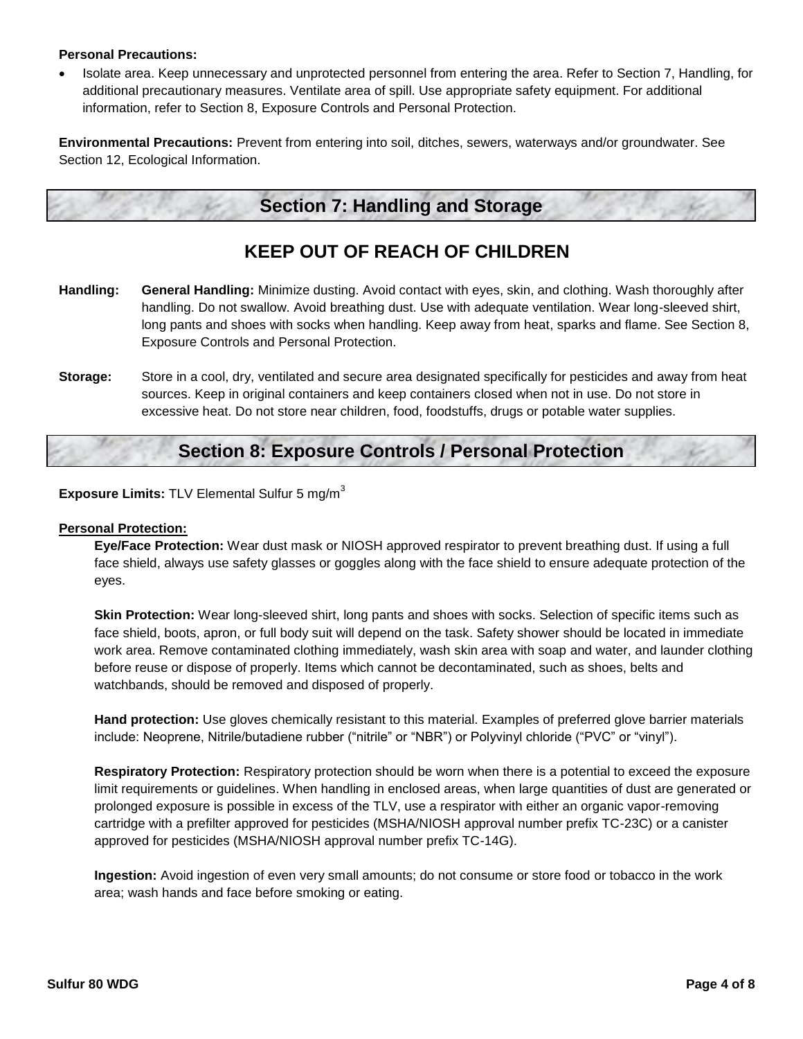**Personal Precautions:**

- Isolate area. Keep unnecessary and unprotected personnel from entering the area. Refer to Section 7, Handling, for additional precautionary measures. Ventilate area of spill. Use appropriate safety equipment. For additional information, refer to Section 8, Exposure Controls and Personal Protection.

**Environmental Precautions:** Prevent from entering into soil, ditches, sewers, waterways and/or groundwater. See Section 12, Ecological Information.

## Section 7: Handling and Storage

### KEEP OUT OF REACH OF CHILDREN

**Handling:** **General Handling:** Minimize dusting. Avoid contact with eyes, skin, and clothing. Wash thoroughly after handling. Do not swallow. Avoid breathing dust. Use with adequate ventilation. Wear long-sleeved shirt, long pants and shoes with socks when handling. Keep away from heat, sparks and flame. See Section 8, Exposure Controls and Personal Protection.

**Storage:** Store in a cool, dry, ventilated and secure area designated specifically for pesticides and away from heat sources. Keep in original containers and keep containers closed when not in use. Do not store in excessive heat. Do not store near children, food, foodstuffs, drugs or potable water supplies.

## Section 8: Exposure Controls / Personal Protection

**Exposure Limits:** TLV Elemental Sulfur 5 $mg/m^3$

**Personal Protection:**

**Eye/Face Protection:** Wear dust mask or NIOSH approved respirator to prevent breathing dust. If using a full face shield, always use safety glasses or goggles along with the face shield to ensure adequate protection of the eyes.

**Skin Protection:** Wear long-sleeved shirt, long pants and shoes with socks. Selection of specific items such as face shield, boots, apron, or full body suit will depend on the task. Safety shower should be located in immediate work area. Remove contaminated clothing immediately, wash skin area with soap and water, and launder clothing before reuse or dispose of properly. Items which cannot be decontaminated, such as shoes, belts and watchbands, should be removed and disposed of properly.

**Hand protection:** Use gloves chemically resistant to this material. Examples of preferred glove barrier materials include: Neoprene, Nitrile/butadiene rubber ("nitrile" or "NBR") or Polyvinyl chloride ("PVC" or "vinyl").

**Respiratory Protection:** Respiratory protection should be worn when there is a potential to exceed the exposure limit requirements or guidelines. When handling in enclosed areas, when large quantities of dust are generated or prolonged exposure is possible in excess of the TLV, use a respirator with either an organic vapor-removing cartridge with a prefilter approved for pesticides (MSHA/NIOSH approval number prefix TC-23C) or a canister approved for pesticides (MSHA/NIOSH approval number prefix TC-14G).

**Ingestion:** Avoid ingestion of even very small amounts; do not consume or store food or tobacco in the work area; wash hands and face before smoking or eating.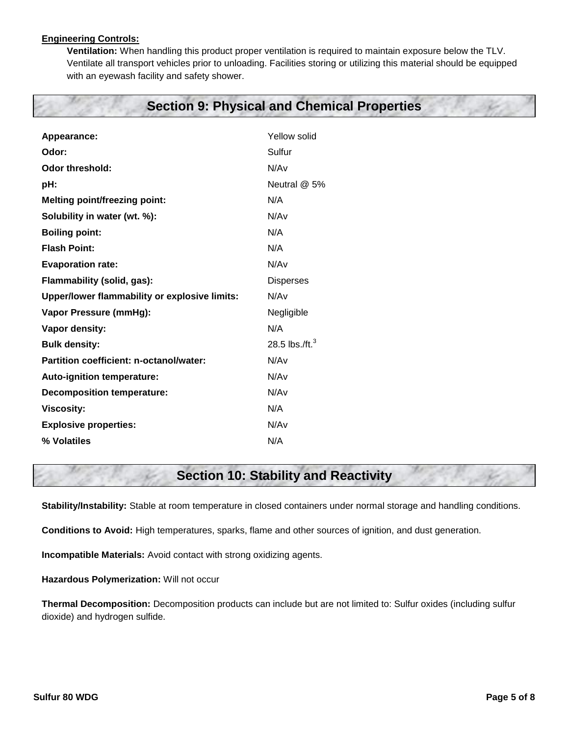**Engineering Controls:**

**Ventilation:** When handling this product proper ventilation is required to maintain exposure below the TLV. Ventilate all transport vehicles prior to unloading. Facilities storing or utilizing this material should be equipped with an eyewash facility and safety shower.

## Section 9: Physical and Chemical Properties

| | |
|---|---|
| **Appearance:** | Yellow solid |
| **Odor:** | Sulfur |
| **Odor threshold:** | N/Av |
| **pH:** | Neutral @ 5% |
| **Melting point/freezing point:** | N/A |
| **Solubility in water (wt. %):** | N/Av |
| **Boiling point:** | N/A |
| **Flash Point:** | N/A |
| **Evaporation rate:** | N/Av |
| **Flammability (solid, gas):** | Disperses |
| **Upper/lower flammability or explosive limits:** | N/Av |
| **Vapor Pressure (mmHg):** | Negligible |
| **Vapor density:** | N/A |
| **Bulk density:** | 28.5 lbs./ft.$^3$ |
| **Partition coefficient: n-octanol/water:** | N/Av |
| **Auto-ignition temperature:** | N/Av |
| **Decomposition temperature:** | N/Av |
| **Viscosity:** | N/A |
| **Explosive properties:** | N/Av |
| **% Volatiles** | N/A |

## Section 10: Stability and Reactivity

**Stability/Instability:** Stable at room temperature in closed containers under normal storage and handling conditions.

**Conditions to Avoid:** High temperatures, sparks, flame and other sources of ignition, and dust generation.

**Incompatible Materials:** Avoid contact with strong oxidizing agents.

**Hazardous Polymerization:** Will not occur

**Thermal Decomposition:** Decomposition products can include but are not limited to: Sulfur oxides (including sulfur dioxide) and hydrogen sulfide.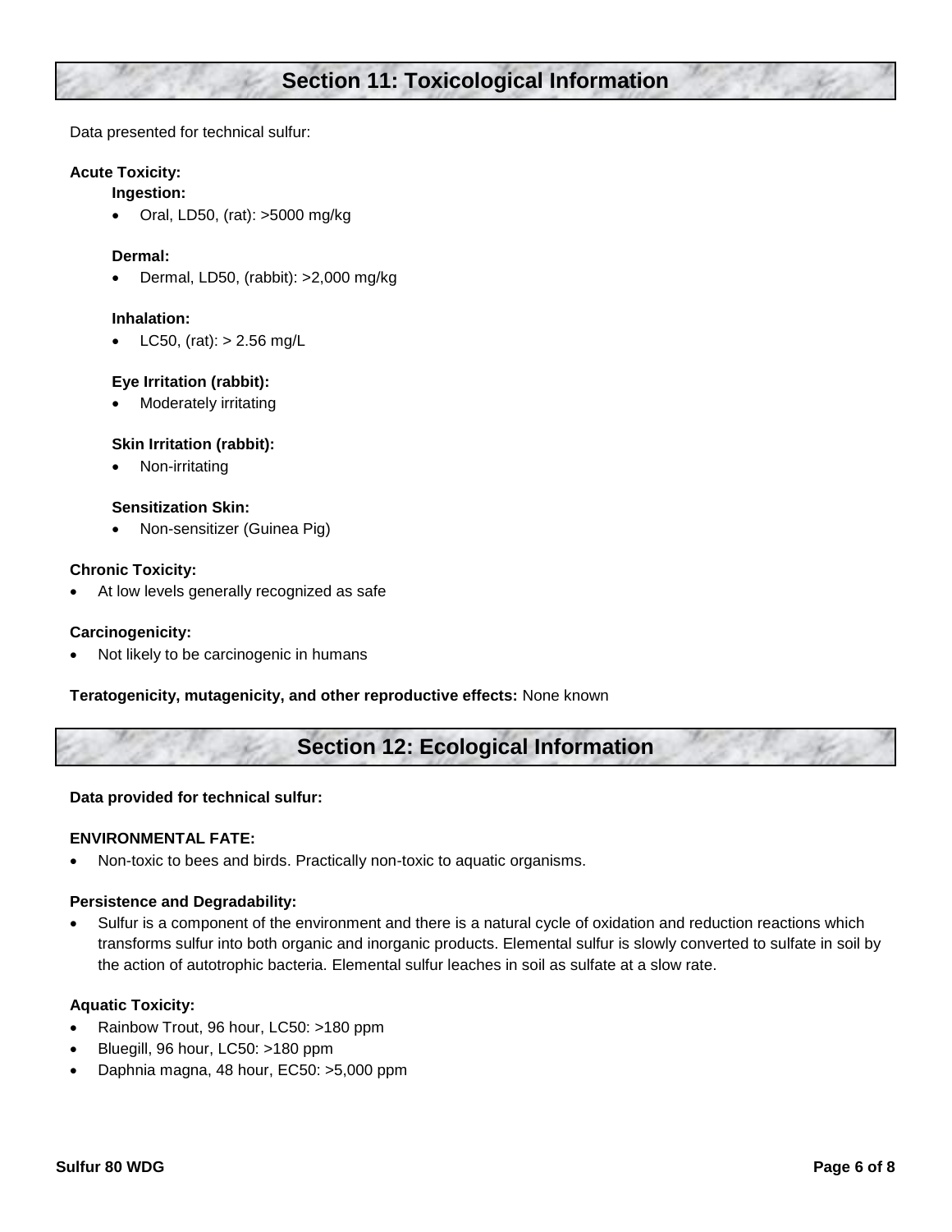## Section 11: Toxicological Information

Data presented for technical sulfur:

**Acute Toxicity:**

**Ingestion:**

- Oral, LD50, (rat): >5000 mg/kg

**Dermal:**

- Dermal, LD50, (rabbit): >2,000 mg/kg

**Inhalation:**

- LC50, (rat): > 2.56 mg/L

**Eye Irritation (rabbit):**

- Moderately irritating

**Skin Irritation (rabbit):**

- Non-irritating

**Sensitization Skin:**

- Non-sensitizer (Guinea Pig)

**Chronic Toxicity:**

- At low levels generally recognized as safe

**Carcinogenicity:**

- Not likely to be carcinogenic in humans

**Teratogenicity, mutagenicity, and other reproductive effects:** None known

## Section 12: Ecological Information

**Data provided for technical sulfur:**

**ENVIRONMENTAL FATE:**

- Non-toxic to bees and birds. Practically non-toxic to aquatic organisms.

**Persistence and Degradability:**

- Sulfur is a component of the environment and there is a natural cycle of oxidation and reduction reactions which transforms sulfur into both organic and inorganic products. Elemental sulfur is slowly converted to sulfate in soil by the action of autotrophic bacteria. Elemental sulfur leaches in soil as sulfate at a slow rate.

**Aquatic Toxicity:**

- Rainbow Trout, 96 hour, LC50: >180 ppm
- Bluegill, 96 hour, LC50: >180 ppm
- Daphnia magna, 48 hour, EC50: >5,000 ppm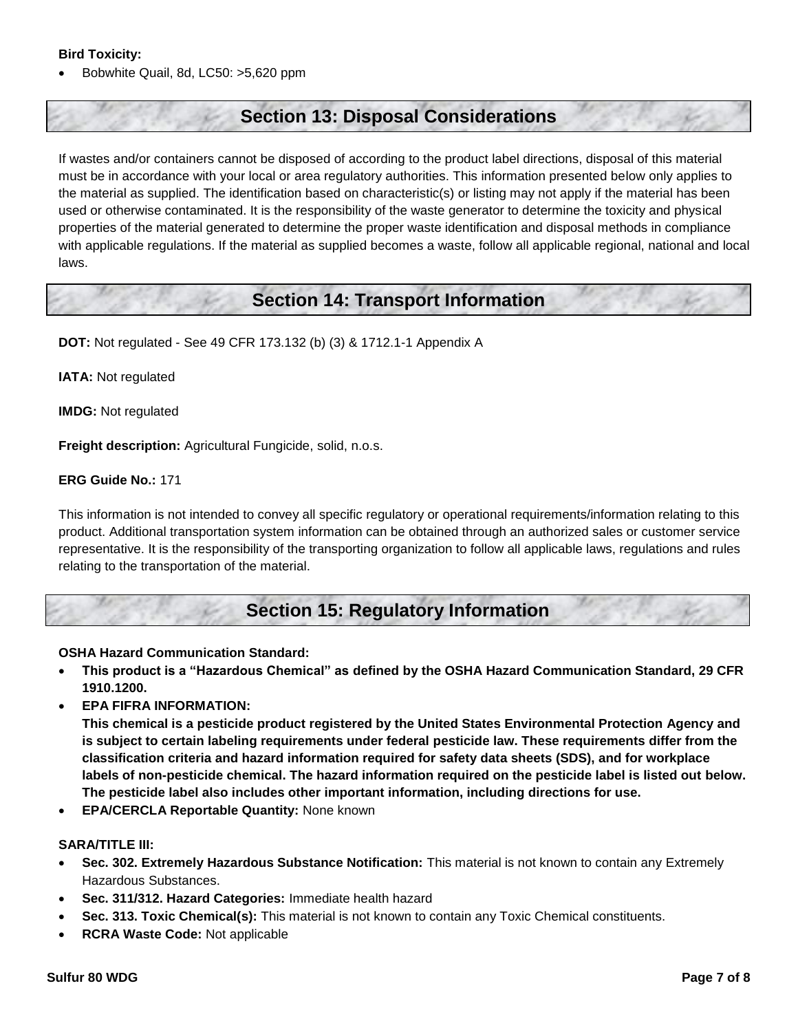**Bird Toxicity:**

- Bobwhite Quail, 8d, LC50: >5,620 ppm

## Section 13: Disposal Considerations

If wastes and/or containers cannot be disposed of according to the product label directions, disposal of this material must be in accordance with your local or area regulatory authorities. This information presented below only applies to the material as supplied. The identification based on characteristic(s) or listing may not apply if the material has been used or otherwise contaminated. It is the responsibility of the waste generator to determine the toxicity and physical properties of the material generated to determine the proper waste identification and disposal methods in compliance with applicable regulations. If the material as supplied becomes a waste, follow all applicable regional, national and local laws.

## Section 14: Transport Information

**DOT:** Not regulated - See 49 CFR 173.132 (b) (3) & 1712.1-1 Appendix A

**IATA:** Not regulated

**IMDG:** Not regulated

**Freight description:** Agricultural Fungicide, solid, n.o.s.

**ERG Guide No.:** 171

This information is not intended to convey all specific regulatory or operational requirements/information relating to this product. Additional transportation system information can be obtained through an authorized sales or customer service representative. It is the responsibility of the transporting organization to follow all applicable laws, regulations and rules relating to the transportation of the material.

## Section 15: Regulatory Information

**OSHA Hazard Communication Standard:**

- **This product is a "Hazardous Chemical" as defined by the OSHA Hazard Communication Standard, 29 CFR 1910.1200.**
- **EPA FIFRA INFORMATION:**
  **This chemical is a pesticide product registered by the United States Environmental Protection Agency and is subject to certain labeling requirements under federal pesticide law. These requirements differ from the classification criteria and hazard information required for safety data sheets (SDS), and for workplace labels of non-pesticide chemical. The hazard information required on the pesticide label is listed out below. The pesticide label also includes other important information, including directions for use.**
- **EPA/CERCLA Reportable Quantity:** None known

**SARA/TITLE III:**

- **Sec. 302. Extremely Hazardous Substance Notification:** This material is not known to contain any Extremely Hazardous Substances.
- **Sec. 311/312. Hazard Categories:** Immediate health hazard
- **Sec. 313. Toxic Chemical(s):** This material is not known to contain any Toxic Chemical constituents.
- **RCRA Waste Code:** Not applicable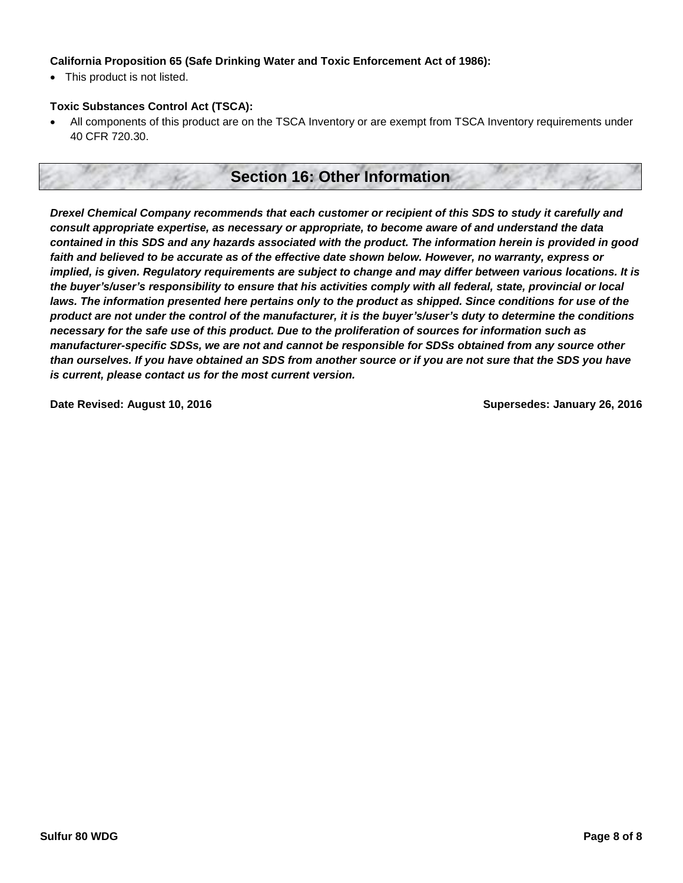**California Proposition 65 (Safe Drinking Water and Toxic Enforcement Act of 1986):**

- This product is not listed.

**Toxic Substances Control Act (TSCA):**

- All components of this product are on the TSCA Inventory or are exempt from TSCA Inventory requirements under 40 CFR 720.30.

## Section 16: Other Information

***Drexel Chemical Company recommends that each customer or recipient of this SDS to study it carefully and consult appropriate expertise, as necessary or appropriate, to become aware of and understand the data contained in this SDS and any hazards associated with the product. The information herein is provided in good faith and believed to be accurate as of the effective date shown below. However, no warranty, express or implied, is given. Regulatory requirements are subject to change and may differ between various locations. It is the buyer's/user's responsibility to ensure that his activities comply with all federal, state, provincial or local laws. The information presented here pertains only to the product as shipped. Since conditions for use of the product are not under the control of the manufacturer, it is the buyer's/user's duty to determine the conditions necessary for the safe use of this product. Due to the proliferation of sources for information such as manufacturer-specific SDSs, we are not and cannot be responsible for SDSs obtained from any source other than ourselves. If you have obtained an SDS from another source or if you are not sure that the SDS you have is current, please contact us for the most current version.***

**Date Revised: August 10, 2016** **Supersedes: January 26, 2016**